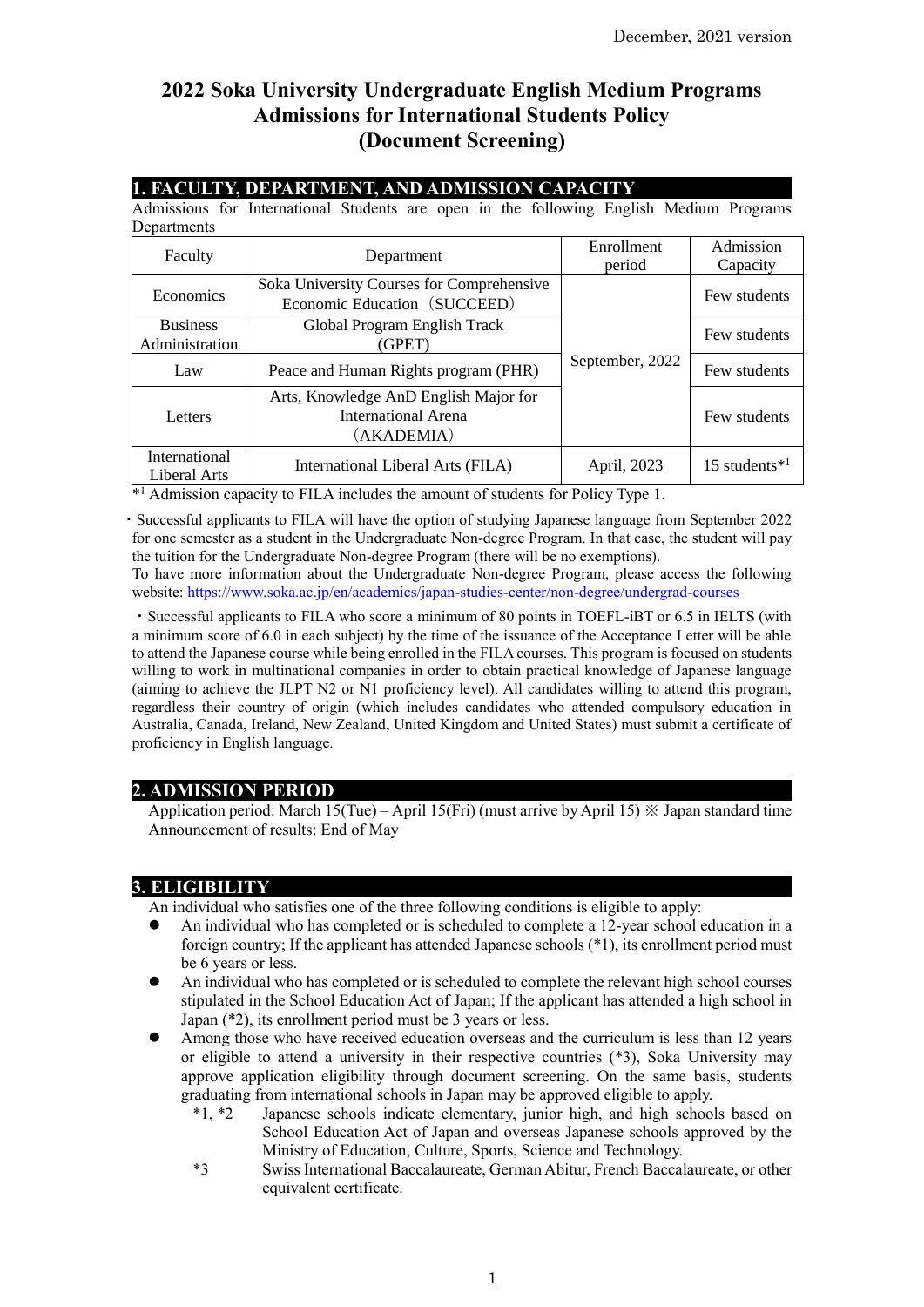December, 2021 version

# 2022 Soka University Undergraduate English Medium Programs Admissions for International Students Policy (Document Screening)

## 1. FACULTY, DEPARTMENT, AND ADMISSION CAPACITY

Admissions for International Students are open in the following English Medium Programs Departments

| Faculty | Department | Enrollment period | Admission Capacity |
|---|---|---|---|
| Economics | Soka University Courses for Comprehensive Economic Education（SUCCEED） | September, 2022 | Few students |
| Business Administration | Global Program English Track (GPET) | | Few students |
| Law | Peace and Human Rights program (PHR) | | Few students |
| Letters | Arts, Knowledge AnD English Major for International Arena（AKADEMIA） | | Few students |
| International Liberal Arts | International Liberal Arts (FILA) | April, 2023 | 15 students*[1] |

*[1] Admission capacity to FILA includes the amount of students for Policy Type 1.

・Successful applicants to FILA will have the option of studying Japanese language from September 2022 for one semester as a student in the Undergraduate Non-degree Program. In that case, the student will pay the tuition for the Undergraduate Non-degree Program (there will be no exemptions).
To have more information about the Undergraduate Non-degree Program, please access the following website: https://www.soka.ac.jp/en/academics/japan-studies-center/non-degree/undergrad-courses

・Successful applicants to FILA who score a minimum of 80 points in TOEFL-iBT or 6.5 in IELTS (with a minimum score of 6.0 in each subject) by the time of the issuance of the Acceptance Letter will be able to attend the Japanese course while being enrolled in the FILA courses. This program is focused on students willing to work in multinational companies in order to obtain practical knowledge of Japanese language (aiming to achieve the JLPT N2 or N1 proficiency level). All candidates willing to attend this program, regardless their country of origin (which includes candidates who attended compulsory education in Australia, Canada, Ireland, New Zealand, United Kingdom and United States) must submit a certificate of proficiency in English language.

## 2. ADMISSION PERIOD

Application period: March 15(Tue) – April 15(Fri) (must arrive by April 15) ※ Japan standard time
Announcement of results: End of May

## 3. ELIGIBILITY

An individual who satisfies one of the three following conditions is eligible to apply:

- An individual who has completed or is scheduled to complete a 12-year school education in a foreign country; If the applicant has attended Japanese schools (*1), its enrollment period must be 6 years or less.
- An individual who has completed or is scheduled to complete the relevant high school courses stipulated in the School Education Act of Japan; If the applicant has attended a high school in Japan (*2), its enrollment period must be 3 years or less.
- Among those who have received education overseas and the curriculum is less than 12 years or eligible to attend a university in their respective countries (*3), Soka University may approve application eligibility through document screening. On the same basis, students graduating from international schools in Japan may be approved eligible to apply.

*1, *2 Japanese schools indicate elementary, junior high, and high schools based on School Education Act of Japan and overseas Japanese schools approved by the Ministry of Education, Culture, Sports, Science and Technology.

*3 Swiss International Baccalaureate, German Abitur, French Baccalaureate, or other equivalent certificate.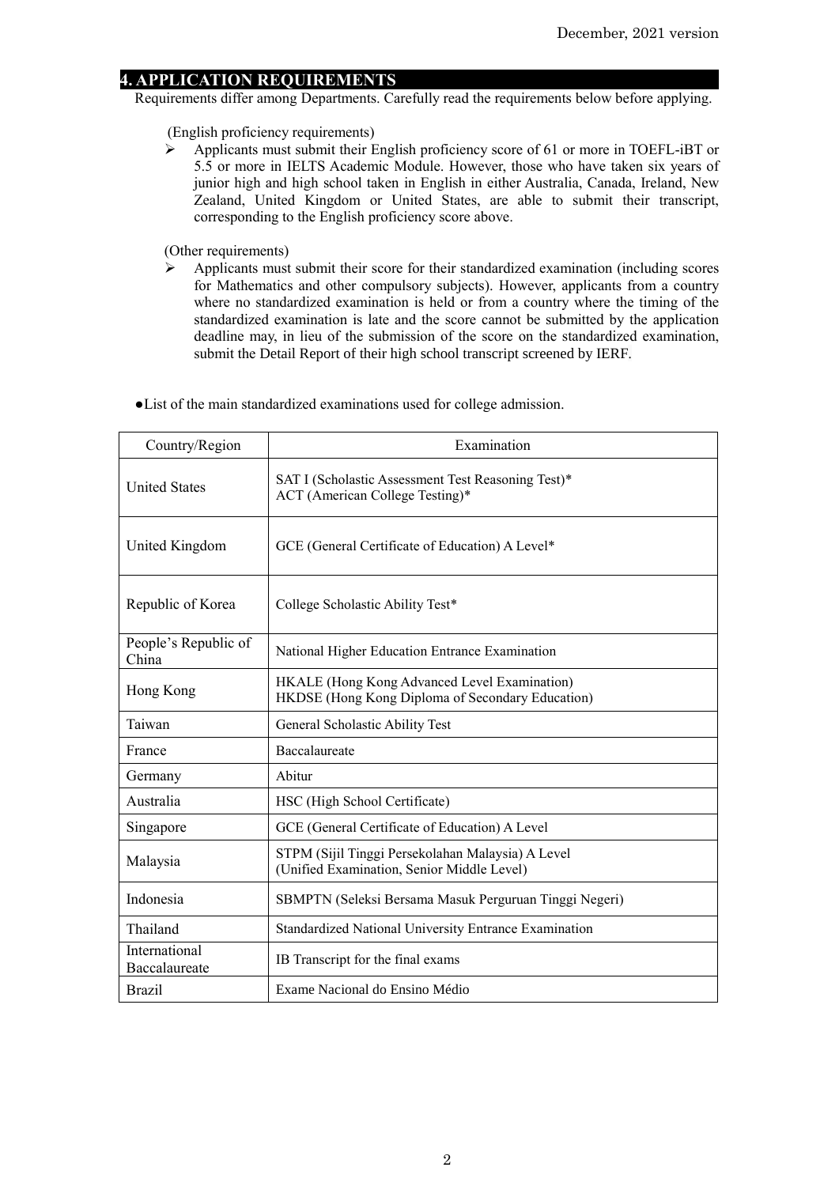## 4. APPLICATION REQUIREMENTS

Requirements differ among Departments. Carefully read the requirements below before applying.

(English proficiency requirements)

- Applicants must submit their English proficiency score of 61 or more in TOEFL-iBT or 5.5 or more in IELTS Academic Module. However, those who have taken six years of junior high and high school taken in English in either Australia, Canada, Ireland, New Zealand, United Kingdom or United States, are able to submit their transcript, corresponding to the English proficiency score above.

(Other requirements)

- Applicants must submit their score for their standardized examination (including scores for Mathematics and other compulsory subjects). However, applicants from a country where no standardized examination is held or from a country where the timing of the standardized examination is late and the score cannot be submitted by the application deadline may, in lieu of the submission of the score on the standardized examination, submit the Detail Report of their high school transcript screened by IERF.

●List of the main standardized examinations used for college admission.

| Country/Region | Examination |
|---|---|
| United States | SAT I (Scholastic Assessment Test Reasoning Test)*<br>ACT (American College Testing)* |
| United Kingdom | GCE (General Certificate of Education) A Level* |
| Republic of Korea | College Scholastic Ability Test* |
| People's Republic of China | National Higher Education Entrance Examination |
| Hong Kong | HKALE (Hong Kong Advanced Level Examination)<br>HKDSE (Hong Kong Diploma of Secondary Education) |
| Taiwan | General Scholastic Ability Test |
| France | Baccalaureate |
| Germany | Abitur |
| Australia | HSC (High School Certificate) |
| Singapore | GCE (General Certificate of Education) A Level |
| Malaysia | STPM (Sijil Tinggi Persekolahan Malaysia) A Level<br>(Unified Examination, Senior Middle Level) |
| Indonesia | SBMPTN (Seleksi Bersama Masuk Perguruan Tinggi Negeri) |
| Thailand | Standardized National University Entrance Examination |
| International Baccalaureate | IB Transcript for the final exams |
| Brazil | Exame Nacional do Ensino Médio |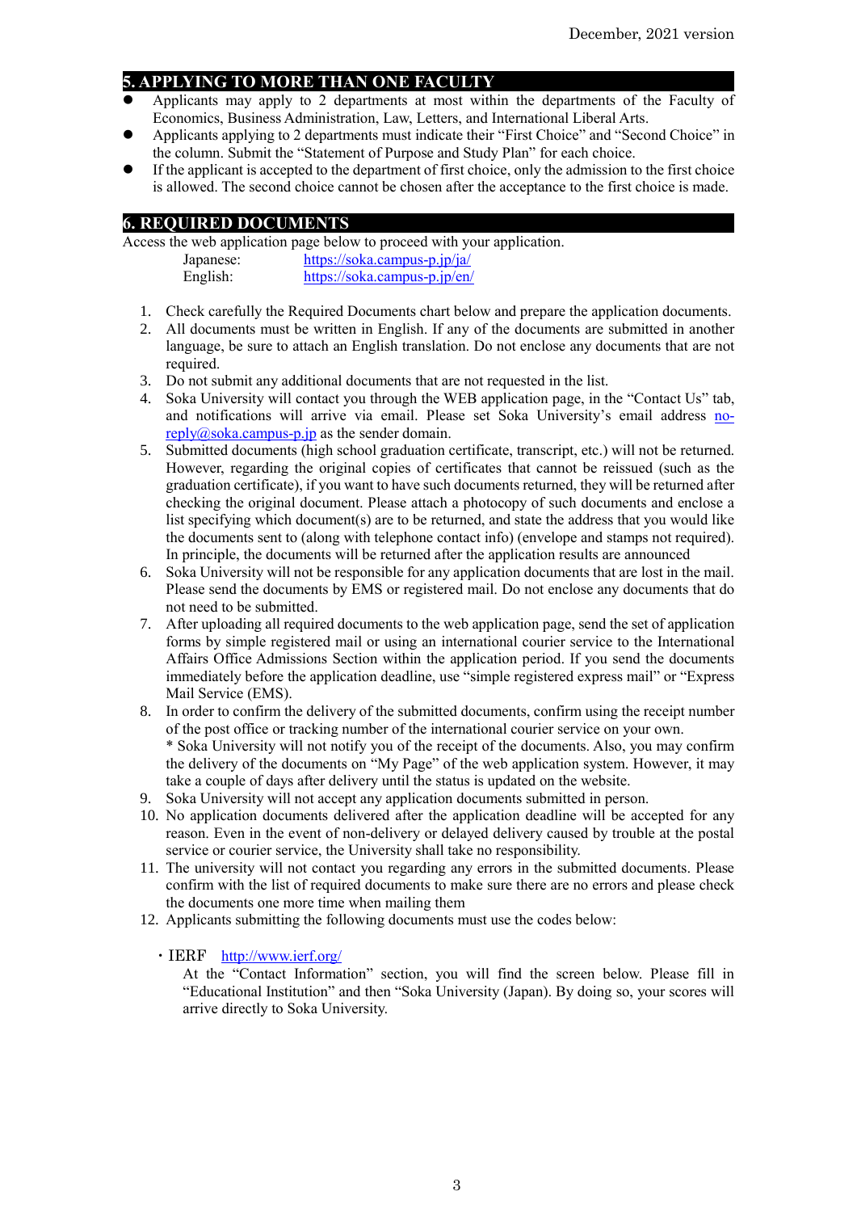## 5. APPLYING TO MORE THAN ONE FACULTY

- Applicants may apply to 2 departments at most within the departments of the Faculty of Economics, Business Administration, Law, Letters, and International Liberal Arts.
- Applicants applying to 2 departments must indicate their "First Choice" and "Second Choice" in the column. Submit the "Statement of Purpose and Study Plan" for each choice.
- If the applicant is accepted to the department of first choice, only the admission to the first choice is allowed. The second choice cannot be chosen after the acceptance to the first choice is made.

## 6. REQUIRED DOCUMENTS

Access the web application page below to proceed with your application.

Japanese: https://soka.campus-p.jp/ja/
English: https://soka.campus-p.jp/en/

1. Check carefully the Required Documents chart below and prepare the application documents.
2. All documents must be written in English. If any of the documents are submitted in another language, be sure to attach an English translation. Do not enclose any documents that are not required.
3. Do not submit any additional documents that are not requested in the list.
4. Soka University will contact you through the WEB application page, in the "Contact Us" tab, and notifications will arrive via email. Please set Soka University's email address no-reply@soka.campus-p.jp as the sender domain.
5. Submitted documents (high school graduation certificate, transcript, etc.) will not be returned. However, regarding the original copies of certificates that cannot be reissued (such as the graduation certificate), if you want to have such documents returned, they will be returned after checking the original document. Please attach a photocopy of such documents and enclose a list specifying which document(s) are to be returned, and state the address that you would like the documents sent to (along with telephone contact info) (envelope and stamps not required). In principle, the documents will be returned after the application results are announced
6. Soka University will not be responsible for any application documents that are lost in the mail. Please send the documents by EMS or registered mail. Do not enclose any documents that do not need to be submitted.
7. After uploading all required documents to the web application page, send the set of application forms by simple registered mail or using an international courier service to the International Affairs Office Admissions Section within the application period. If you send the documents immediately before the application deadline, use "simple registered express mail" or "Express Mail Service (EMS).
8. In order to confirm the delivery of the submitted documents, confirm using the receipt number of the post office or tracking number of the international courier service on your own.
   * Soka University will not notify you of the receipt of the documents. Also, you may confirm the delivery of the documents on "My Page" of the web application system. However, it may take a couple of days after delivery until the status is updated on the website.
9. Soka University will not accept any application documents submitted in person.
10. No application documents delivered after the application deadline will be accepted for any reason. Even in the event of non-delivery or delayed delivery caused by trouble at the postal service or courier service, the University shall take no responsibility.
11. The university will not contact you regarding any errors in the submitted documents. Please confirm with the list of required documents to make sure there are no errors and please check the documents one more time when mailing them
12. Applicants submitting the following documents must use the codes below:

   ・IERF http://www.ierf.org/
   At the "Contact Information" section, you will find the screen below. Please fill in "Educational Institution" and then "Soka University (Japan). By doing so, your scores will arrive directly to Soka University.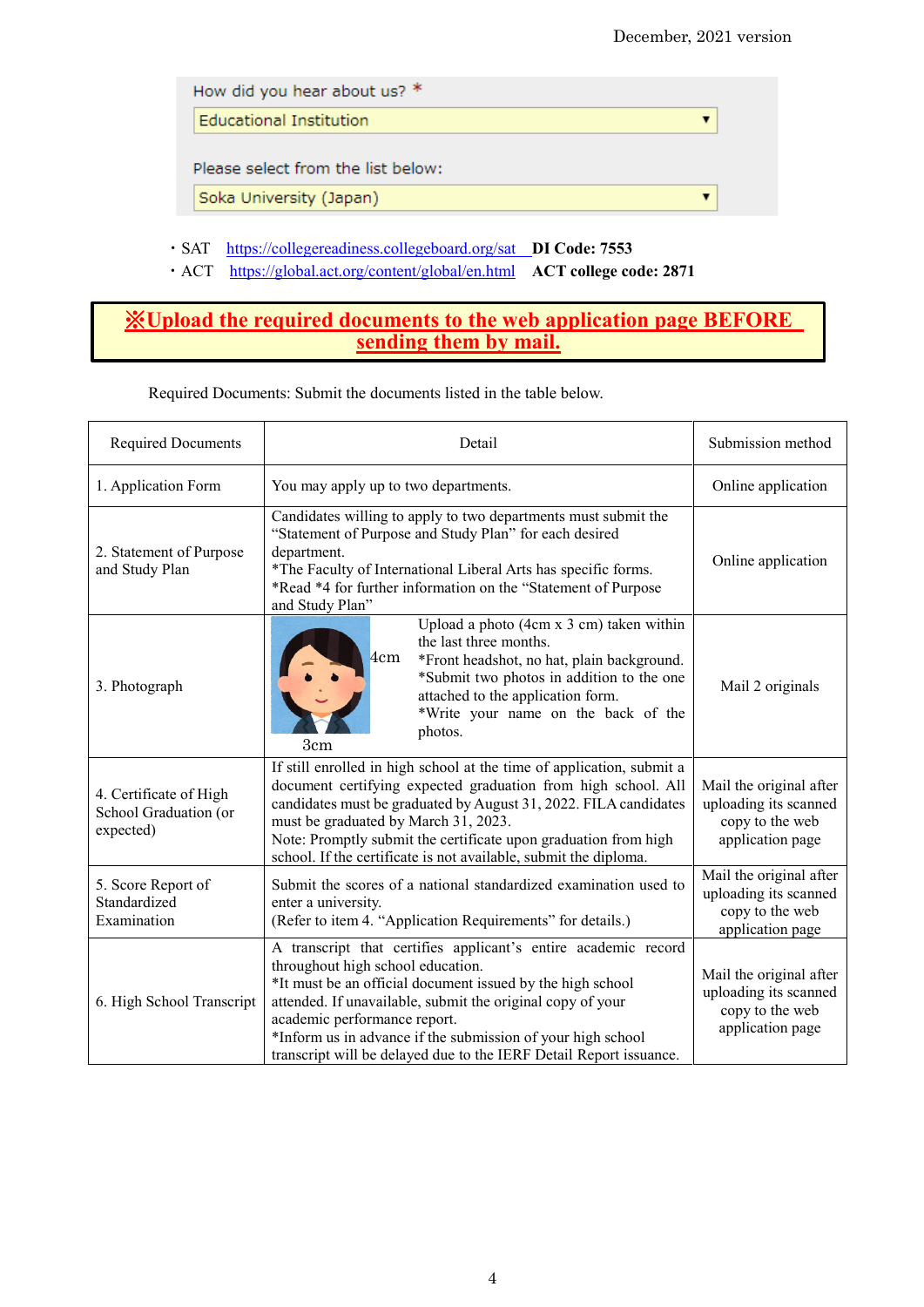December, 2021 version

How did you hear about us? *

Educational Institution

Please select from the list below:

Soka University (Japan)

- SAT https://collegereadiness.collegeboard.org/sat **DI Code: 7553**
- ACT https://global.act.org/content/global/en.html **ACT college code: 2871**

**※Upload the required documents to the web application page BEFORE sending them by mail.**

Required Documents: Submit the documents listed in the table below.

| Required Documents | Detail | Submission method |
|---|---|---|
| 1. Application Form | You may apply up to two departments. | Online application |
| 2. Statement of Purpose and Study Plan | Candidates willing to apply to two departments must submit the "Statement of Purpose and Study Plan" for each desired department.<br>*The Faculty of International Liberal Arts has specific forms.<br>*Read *4 for further information on the "Statement of Purpose and Study Plan" | Online application |
| 3. Photograph | (4cm × 3cm) Upload a photo (4cm x 3 cm) taken within the last three months.<br>*Front headshot, no hat, plain background.<br>*Submit two photos in addition to the one attached to the application form.<br>*Write your name on the back of the photos. | Mail 2 originals |
| 4. Certificate of High School Graduation (or expected) | If still enrolled in high school at the time of application, submit a document certifying expected graduation from high school. All candidates must be graduated by August 31, 2022. FILA candidates must be graduated by March 31, 2023.<br>Note: Promptly submit the certificate upon graduation from high school. If the certificate is not available, submit the diploma. | Mail the original after uploading its scanned copy to the web application page |
| 5. Score Report of Standardized Examination | Submit the scores of a national standardized examination used to enter a university.<br>(Refer to item 4. "Application Requirements" for details.) | Mail the original after uploading its scanned copy to the web application page |
| 6. High School Transcript | A transcript that certifies applicant's entire academic record throughout high school education.<br>*It must be an official document issued by the high school attended. If unavailable, submit the original copy of your academic performance report.<br>*Inform us in advance if the submission of your high school transcript will be delayed due to the IERF Detail Report issuance. | Mail the original after uploading its scanned copy to the web application page |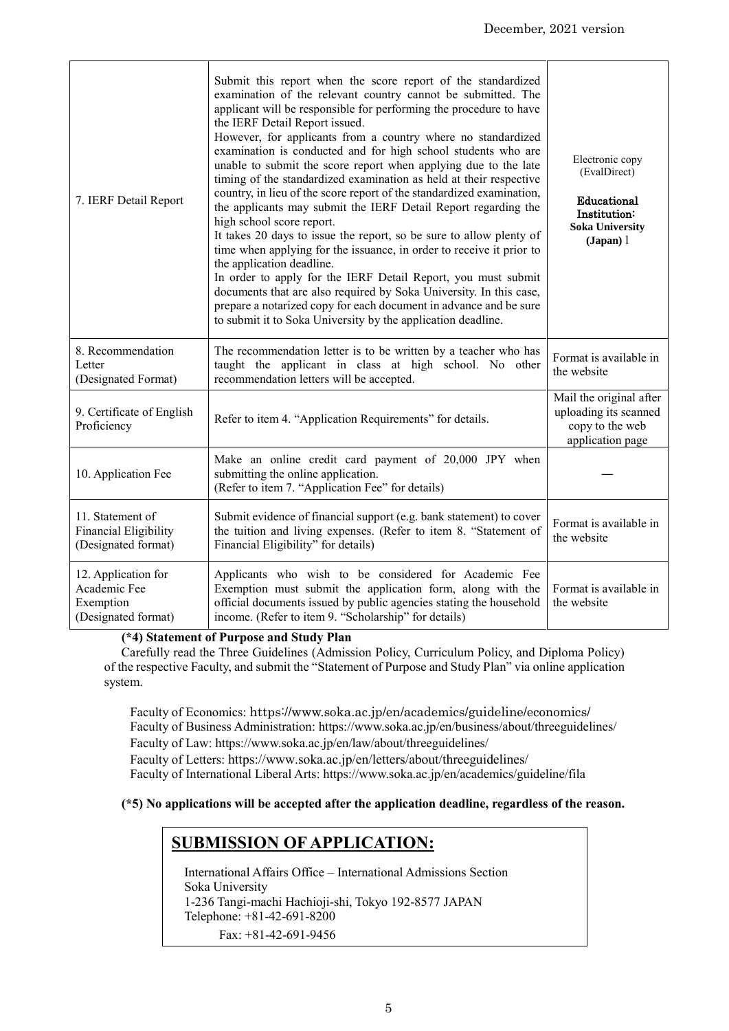| 7. IERF Detail Report | Submit this report when the score report of the standardized examination of the relevant country cannot be submitted. The applicant will be responsible for performing the procedure to have the IERF Detail Report issued.<br>However, for applicants from a country where no standardized examination is conducted and for high school students who are unable to submit the score report when applying due to the late timing of the standardized examination as held at their respective country, in lieu of the score report of the standardized examination, the applicants may submit the IERF Detail Report regarding the high school score report.<br>It takes 20 days to issue the report, so be sure to allow plenty of time when applying for the issuance, in order to receive it prior to the application deadline.<br>In order to apply for the IERF Detail Report, you must submit documents that are also required by Soka University. In this case, prepare a notarized copy for each document in advance and be sure to submit it to Soka University by the application deadline. | Electronic copy (EvalDirect)<br><br>**Educational Institution: Soka University (Japan)** l |
|---|---|---|
| 8. Recommendation Letter (Designated Format) | The recommendation letter is to be written by a teacher who has taught the applicant in class at high school. No other recommendation letters will be accepted. | Format is available in the website |
| 9. Certificate of English Proficiency | Refer to item 4. "Application Requirements" for details. | Mail the original after uploading its scanned copy to the web application page |
| 10. Application Fee | Make an online credit card payment of 20,000 JPY when submitting the online application.<br>(Refer to item 7. "Application Fee" for details) | — |
| 11. Statement of Financial Eligibility (Designated format) | Submit evidence of financial support (e.g. bank statement) to cover the tuition and living expenses. (Refer to item 8. "Statement of Financial Eligibility" for details) | Format is available in the website |
| 12. Application for Academic Fee Exemption (Designated format) | Applicants who wish to be considered for Academic Fee Exemption must submit the application form, along with the official documents issued by public agencies stating the household income. (Refer to item 9. "Scholarship" for details) | Format is available in the website |

**(*4) Statement of Purpose and Study Plan**

Carefully read the Three Guidelines (Admission Policy, Curriculum Policy, and Diploma Policy) of the respective Faculty, and submit the "Statement of Purpose and Study Plan" via online application system.

Faculty of Economics: https://www.soka.ac.jp/en/academics/guideline/economics/
Faculty of Business Administration: https://www.soka.ac.jp/en/business/about/threeguidelines/
Faculty of Law: https://www.soka.ac.jp/en/law/about/threeguidelines/
Faculty of Letters: https://www.soka.ac.jp/en/letters/about/threeguidelines/
Faculty of International Liberal Arts: https://www.soka.ac.jp/en/academics/guideline/fila

**(*5) No applications will be accepted after the application deadline, regardless of the reason.**

## SUBMISSION OF APPLICATION:

International Affairs Office – International Admissions Section
Soka University
1-236 Tangi-machi Hachioji-shi, Tokyo 192-8577 JAPAN
Telephone: +81-42-691-8200
Fax: +81-42-691-9456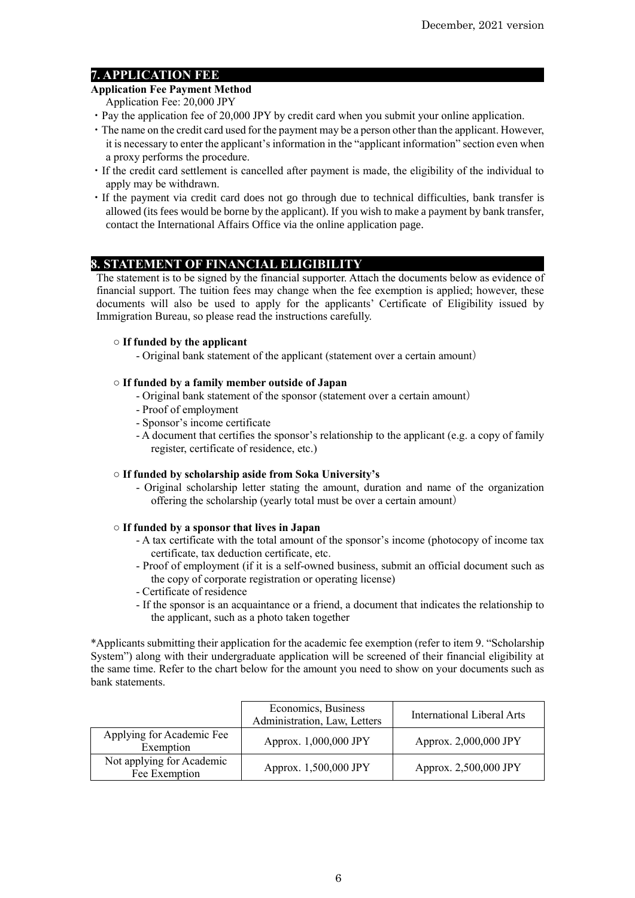## 7. APPLICATION FEE

**Application Fee Payment Method**

Application Fee: 20,000 JPY

- Pay the application fee of 20,000 JPY by credit card when you submit your online application.
- The name on the credit card used for the payment may be a person other than the applicant. However, it is necessary to enter the applicant's information in the "applicant information" section even when a proxy performs the procedure.
- If the credit card settlement is cancelled after payment is made, the eligibility of the individual to apply may be withdrawn.
- If the payment via credit card does not go through due to technical difficulties, bank transfer is allowed (its fees would be borne by the applicant). If you wish to make a payment by bank transfer, contact the International Affairs Office via the online application page.

## 8. STATEMENT OF FINANCIAL ELIGIBILITY

The statement is to be signed by the financial supporter. Attach the documents below as evidence of financial support. The tuition fees may change when the fee exemption is applied; however, these documents will also be used to apply for the applicants' Certificate of Eligibility issued by Immigration Bureau, so please read the instructions carefully.

○ **If funded by the applicant**

- Original bank statement of the applicant (statement over a certain amount)

○ **If funded by a family member outside of Japan**

- Original bank statement of the sponsor (statement over a certain amount)
- Proof of employment
- Sponsor's income certificate
- A document that certifies the sponsor's relationship to the applicant (e.g. a copy of family register, certificate of residence, etc.)

○ **If funded by scholarship aside from Soka University's**

- Original scholarship letter stating the amount, duration and name of the organization offering the scholarship (yearly total must be over a certain amount)

○ **If funded by a sponsor that lives in Japan**

- A tax certificate with the total amount of the sponsor's income (photocopy of income tax certificate, tax deduction certificate, etc.
- Proof of employment (if it is a self-owned business, submit an official document such as the copy of corporate registration or operating license)
- Certificate of residence
- If the sponsor is an acquaintance or a friend, a document that indicates the relationship to the applicant, such as a photo taken together

*Applicants submitting their application for the academic fee exemption (refer to item 9. "Scholarship System") along with their undergraduate application will be screened of their financial eligibility at the same time. Refer to the chart below for the amount you need to show on your documents such as bank statements.

| | Economics, Business Administration, Law, Letters | International Liberal Arts |
|---|---|---|
| Applying for Academic Fee Exemption | Approx. 1,000,000 JPY | Approx. 2,000,000 JPY |
| Not applying for Academic Fee Exemption | Approx. 1,500,000 JPY | Approx. 2,500,000 JPY |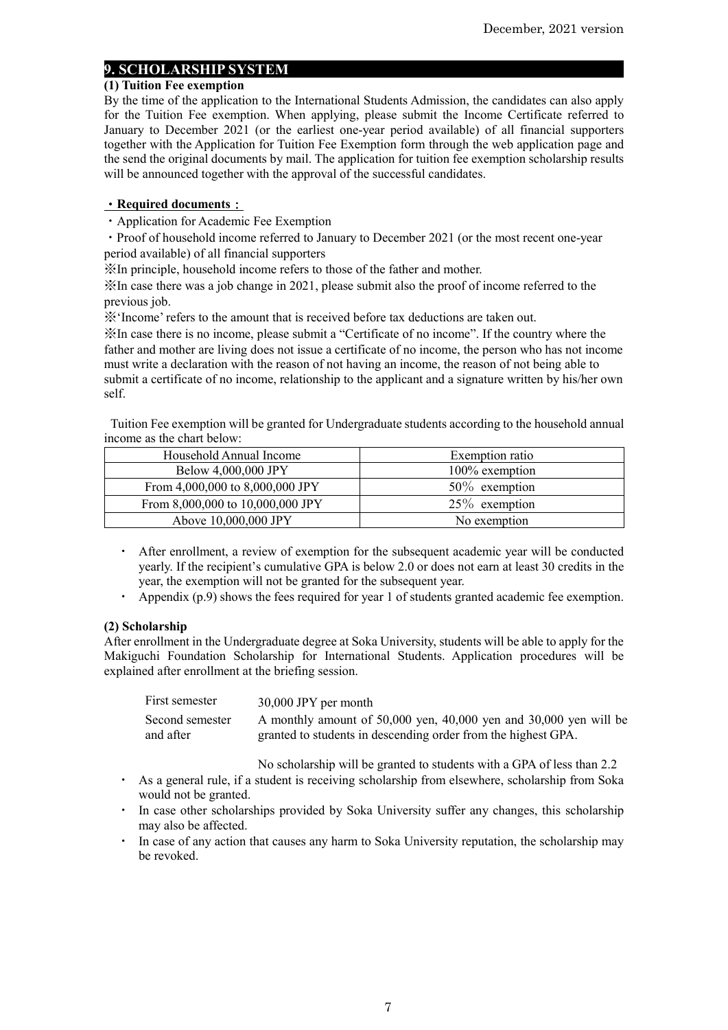## 9. SCHOLARSHIP SYSTEM

### (1) Tuition Fee exemption

By the time of the application to the International Students Admission, the candidates can also apply for the Tuition Fee exemption. When applying, please submit the Income Certificate referred to January to December 2021 (or the earliest one-year period available) of all financial supporters together with the Application for Tuition Fee Exemption form through the web application page and the send the original documents by mail. The application for tuition fee exemption scholarship results will be announced together with the approval of the successful candidates.

**・Required documents：**

・Application for Academic Fee Exemption

・Proof of household income referred to January to December 2021 (or the most recent one-year period available) of all financial supporters

※In principle, household income refers to those of the father and mother.

※In case there was a job change in 2021, please submit also the proof of income referred to the previous job.

※'Income' refers to the amount that is received before tax deductions are taken out.

※In case there is no income, please submit a "Certificate of no income". If the country where the father and mother are living does not issue a certificate of no income, the person who has not income must write a declaration with the reason of not having an income, the reason of not being able to submit a certificate of no income, relationship to the applicant and a signature written by his/her own self.

Tuition Fee exemption will be granted for Undergraduate students according to the household annual income as the chart below:

| Household Annual Income | Exemption ratio |
|---|---|
| Below 4,000,000 JPY | 100% exemption |
| From 4,000,000 to 8,000,000 JPY | 50％ exemption |
| From 8,000,000 to 10,000,000 JPY | 25％ exemption |
| Above 10,000,000 JPY | No exemption |

- After enrollment, a review of exemption for the subsequent academic year will be conducted yearly. If the recipient's cumulative GPA is below 2.0 or does not earn at least 30 credits in the year, the exemption will not be granted for the subsequent year.
- Appendix (p.9) shows the fees required for year 1 of students granted academic fee exemption.

### (2) Scholarship

After enrollment in the Undergraduate degree at Soka University, students will be able to apply for the Makiguchi Foundation Scholarship for International Students. Application procedures will be explained after enrollment at the briefing session.

| | |
|---|---|
| First semester | 30,000 JPY per month |
| Second semester and after | A monthly amount of 50,000 yen, 40,000 yen and 30,000 yen will be granted to students in descending order from the highest GPA. |

No scholarship will be granted to students with a GPA of less than 2.2

- As a general rule, if a student is receiving scholarship from elsewhere, scholarship from Soka would not be granted.
- In case other scholarships provided by Soka University suffer any changes, this scholarship may also be affected.
- In case of any action that causes any harm to Soka University reputation, the scholarship may be revoked.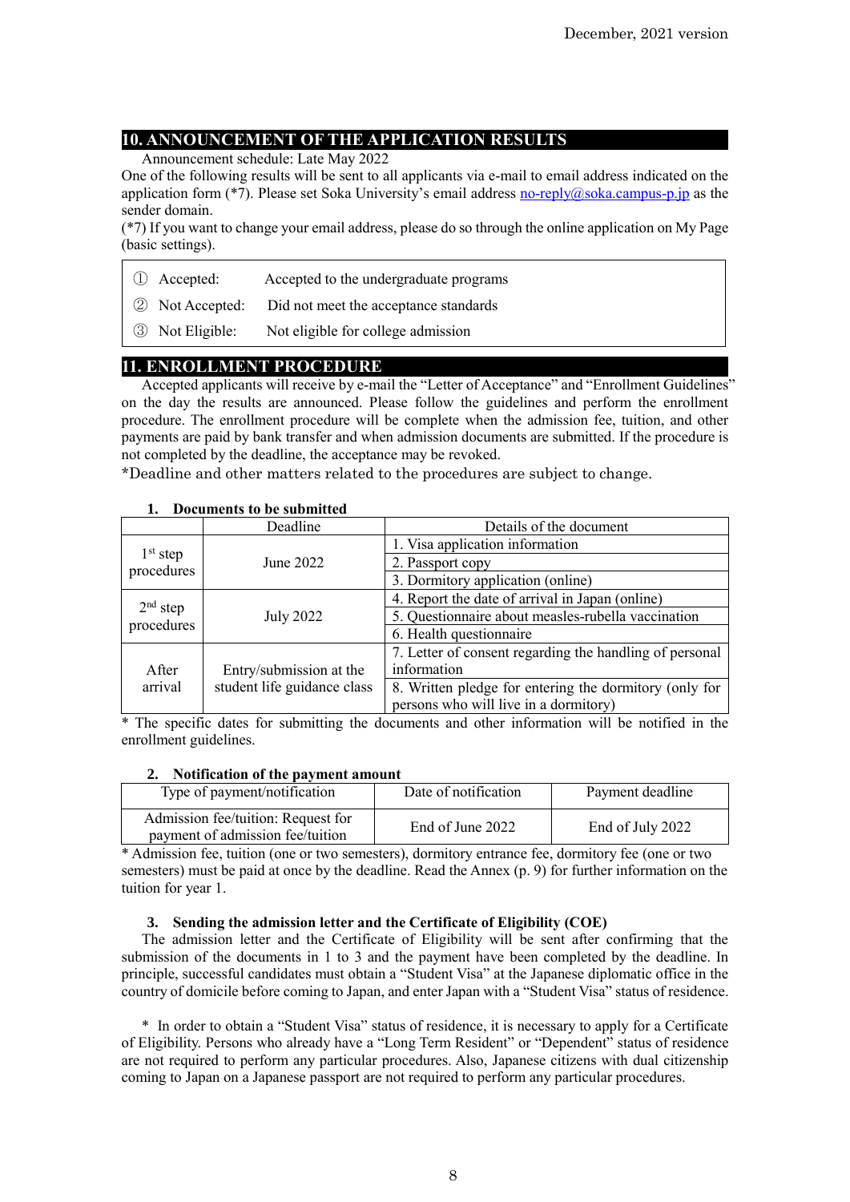December, 2021 version

## 10. ANNOUNCEMENT OF THE APPLICATION RESULTS

Announcement schedule: Late May 2022

One of the following results will be sent to all applicants via e-mail to email address indicated on the application form (*7). Please set Soka University's email address no-reply@soka.campus-p.jp as the sender domain.

(*7) If you want to change your email address, please do so through the online application on My Page (basic settings).

| | | |
|---|---|---|
| ① | Accepted: | Accepted to the undergraduate programs |
| ② | Not Accepted: | Did not meet the acceptance standards |
| ③ | Not Eligible: | Not eligible for college admission |

## 11. ENROLLMENT PROCEDURE

Accepted applicants will receive by e-mail the "Letter of Acceptance" and "Enrollment Guidelines" on the day the results are announced. Please follow the guidelines and perform the enrollment procedure. The enrollment procedure will be complete when the admission fee, tuition, and other payments are paid by bank transfer and when admission documents are submitted. If the procedure is not completed by the deadline, the acceptance may be revoked.

*Deadline and other matters related to the procedures are subject to change.

### 1. Documents to be submitted

| | Deadline | Details of the document |
|---|---|---|
| 1st step procedures | June 2022 | 1. Visa application information |
| | | 2. Passport copy |
| | | 3. Dormitory application (online) |
| 2nd step procedures | July 2022 | 4. Report the date of arrival in Japan (online) |
| | | 5. Questionnaire about measles-rubella vaccination |
| | | 6. Health questionnaire |
| After arrival | Entry/submission at the student life guidance class | 7. Letter of consent regarding the handling of personal information |
| | | 8. Written pledge for entering the dormitory (only for persons who will live in a dormitory) |

* The specific dates for submitting the documents and other information will be notified in the enrollment guidelines.

### 2. Notification of the payment amount

| Type of payment/notification | Date of notification | Payment deadline |
|---|---|---|
| Admission fee/tuition: Request for payment of admission fee/tuition | End of June 2022 | End of July 2022 |

* Admission fee, tuition (one or two semesters), dormitory entrance fee, dormitory fee (one or two semesters) must be paid at once by the deadline. Read the Annex (p. 9) for further information on the tuition for year 1.

### 3. Sending the admission letter and the Certificate of Eligibility (COE)

The admission letter and the Certificate of Eligibility will be sent after confirming that the submission of the documents in 1 to 3 and the payment have been completed by the deadline. In principle, successful candidates must obtain a "Student Visa" at the Japanese diplomatic office in the country of domicile before coming to Japan, and enter Japan with a "Student Visa" status of residence.

* In order to obtain a "Student Visa" status of residence, it is necessary to apply for a Certificate of Eligibility. Persons who already have a "Long Term Resident" or "Dependent" status of residence are not required to perform any particular procedures. Also, Japanese citizens with dual citizenship coming to Japan on a Japanese passport are not required to perform any particular procedures.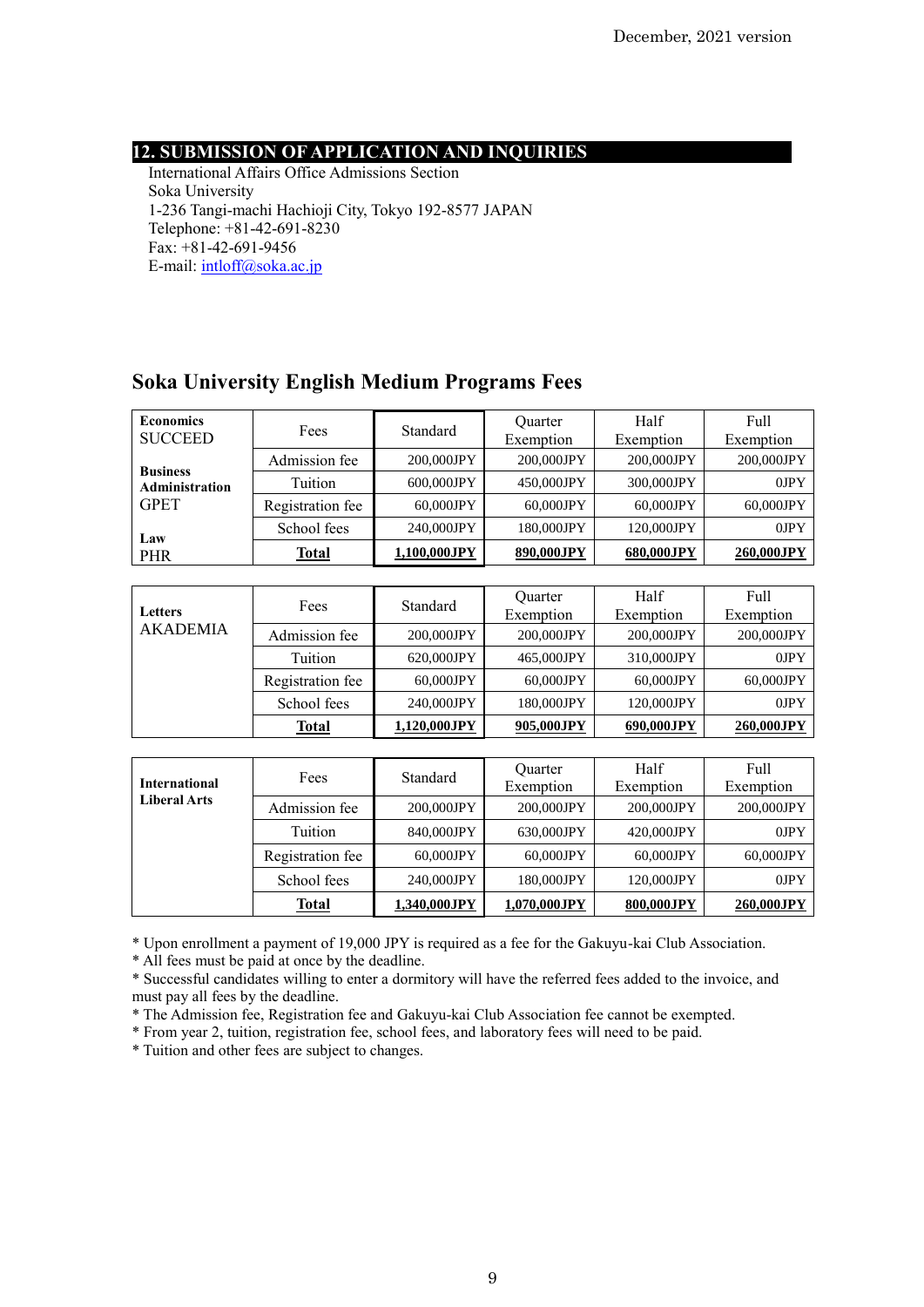## 12. SUBMISSION OF APPLICATION AND INQUIRIES

International Affairs Office Admissions Section
Soka University
1-236 Tangi-machi Hachioji City, Tokyo 192-8577 JAPAN
Telephone: +81-42-691-8230
Fax: +81-42-691-9456
E-mail: intloff@soka.ac.jp

## Soka University English Medium Programs Fees

| **Economics** SUCCEED **Business Administration** GPET **Law** PHR | Fees | Standard | Quarter Exemption | Half Exemption | Full Exemption |
|---|---|---|---|---|---|
| | Admission fee | 200,000JPY | 200,000JPY | 200,000JPY | 200,000JPY |
| | Tuition | 600,000JPY | 450,000JPY | 300,000JPY | 0JPY |
| | Registration fee | 60,000JPY | 60,000JPY | 60,000JPY | 60,000JPY |
| | School fees | 240,000JPY | 180,000JPY | 120,000JPY | 0JPY |
| | **Total** | **1,100,000JPY** | **890,000JPY** | **680,000JPY** | **260,000JPY** |

| **Letters** AKADEMIA | Fees | Standard | Quarter Exemption | Half Exemption | Full Exemption |
|---|---|---|---|---|---|
| | Admission fee | 200,000JPY | 200,000JPY | 200,000JPY | 200,000JPY |
| | Tuition | 620,000JPY | 465,000JPY | 310,000JPY | 0JPY |
| | Registration fee | 60,000JPY | 60,000JPY | 60,000JPY | 60,000JPY |
| | School fees | 240,000JPY | 180,000JPY | 120,000JPY | 0JPY |
| | **Total** | **1,120,000JPY** | **905,000JPY** | **690,000JPY** | **260,000JPY** |

| **International Liberal Arts** | Fees | Standard | Quarter Exemption | Half Exemption | Full Exemption |
|---|---|---|---|---|---|
| | Admission fee | 200,000JPY | 200,000JPY | 200,000JPY | 200,000JPY |
| | Tuition | 840,000JPY | 630,000JPY | 420,000JPY | 0JPY |
| | Registration fee | 60,000JPY | 60,000JPY | 60,000JPY | 60,000JPY |
| | School fees | 240,000JPY | 180,000JPY | 120,000JPY | 0JPY |
| | **Total** | **1,340,000JPY** | **1,070,000JPY** | **800,000JPY** | **260,000JPY** |

* Upon enrollment a payment of 19,000 JPY is required as a fee for the Gakuyu-kai Club Association.
* All fees must be paid at once by the deadline.
* Successful candidates willing to enter a dormitory will have the referred fees added to the invoice, and must pay all fees by the deadline.
* The Admission fee, Registration fee and Gakuyu-kai Club Association fee cannot be exempted.
* From year 2, tuition, registration fee, school fees, and laboratory fees will need to be paid.
* Tuition and other fees are subject to changes.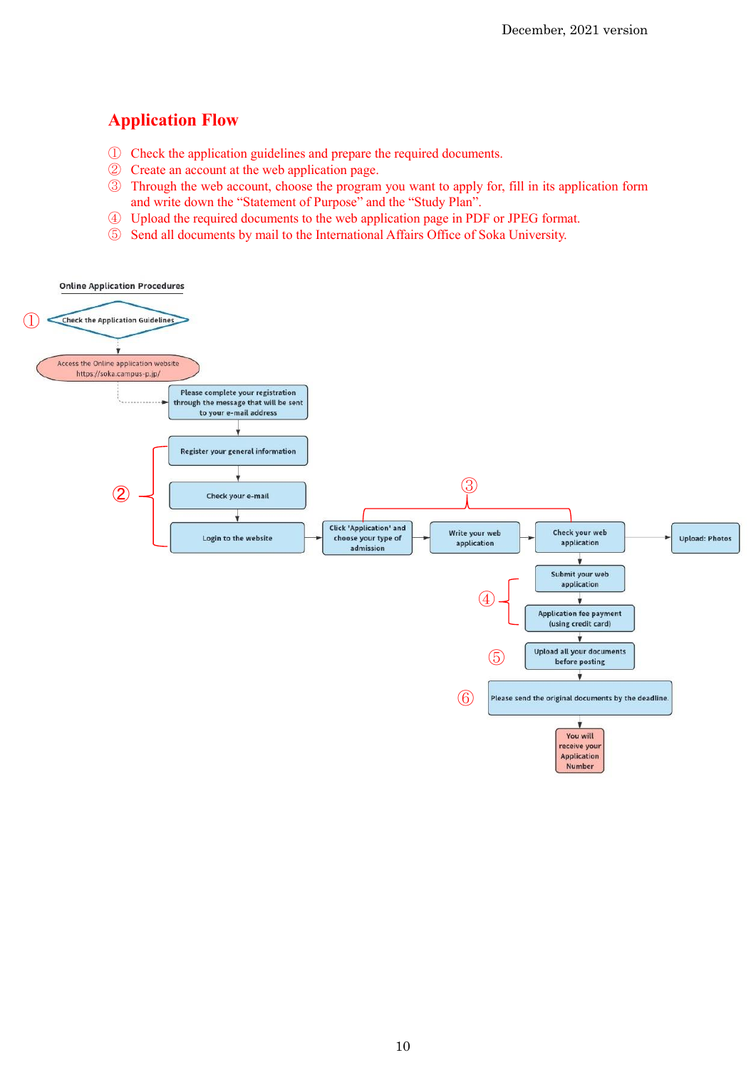December, 2021 version

## Application Flow

① Check the application guidelines and prepare the required documents.
② Create an account at the web application page.
③ Through the web account, choose the program you want to apply for, fill in its application form and write down the “Statement of Purpose” and the “Study Plan”.
④ Upload the required documents to the web application page in PDF or JPEG format.
⑤ Send all documents by mail to the International Affairs Office of Soka University.

Online Application Procedures

①
Check the Application Guidelines

Access the Online application website
https://soka.campus-p.jp/

Please complete your registration through the message that will be sent to your e-mail address

②
Register your general information

Check your e-mail

Login to the website

③
Click 'Application' and choose your type of admission

Write your web application

Check your web application

Upload: Photos

④
Submit your web application

Application fee payment (using credit card)

⑤
Upload all your documents before posting

⑥
Please send the original documents by the deadline.

You will receive your Application Number